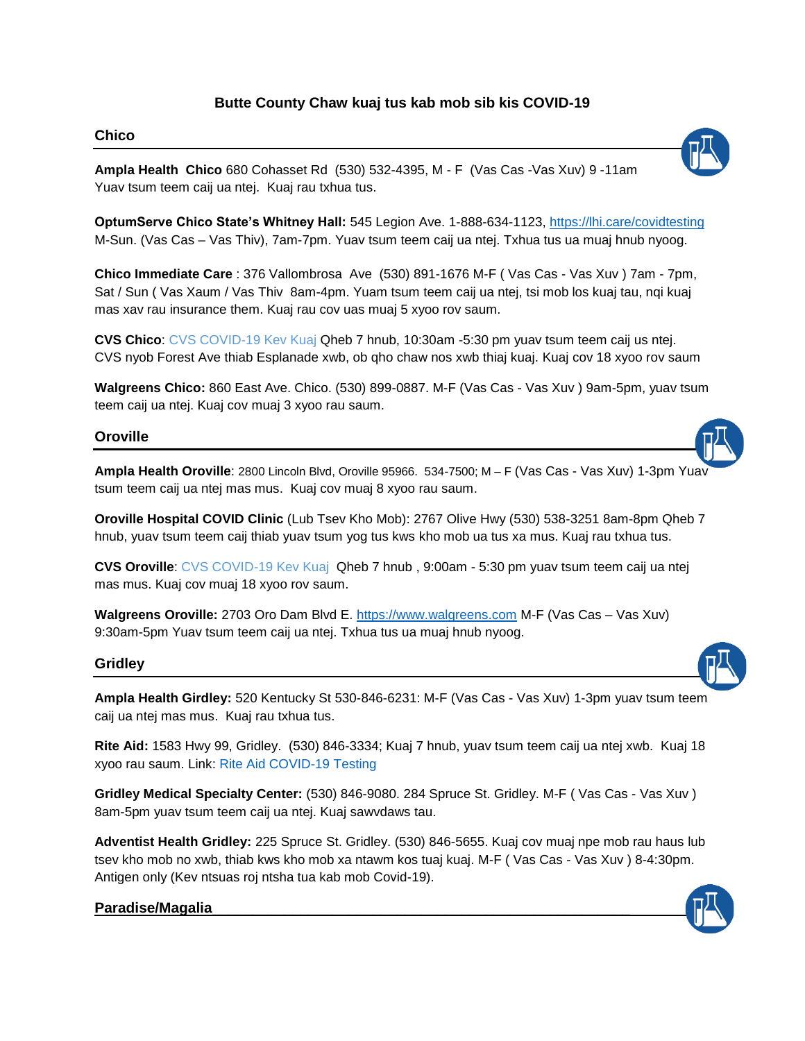# Butte County Chaw kuaj tus kab mob sib kis COVID-19

## Chico

**Ampla Health Chico** 680 Cohasset Rd (530) 532-4395, M - F (Vas Cas -Vas Xuv) 9 -11am Yuav tsum teem caij ua ntej. Kuaj rau txhua tus.

**OptumServe Chico State's Whitney Hall:** 545 Legion Ave. 1-888-634-1123, https://lhi.care/covidtesting M-Sun. (Vas Cas – Vas Thiv), 7am-7pm. Yuav tsum teem caij ua ntej. Txhua tus ua muaj hnub nyoog.

**Chico Immediate Care** : 376 Vallombrosa Ave (530) 891-1676 M-F ( Vas Cas - Vas Xuv ) 7am - 7pm, Sat / Sun ( Vas Xaum / Vas Thiv 8am-4pm. Yuam tsum teem caij ua ntej, tsi mob los kuaj tau, nqi kuaj mas xav rau insurance them. Kuaj rau cov uas muaj 5 xyoo rov saum.

**CVS Chico**: CVS COVID-19 Kev Kuaj Qheb 7 hnub, 10:30am -5:30 pm yuav tsum teem caij us ntej. CVS nyob Forest Ave thiab Esplanade xwb, ob qho chaw nos xwb thiaj kuaj. Kuaj cov 18 xyoo rov saum

**Walgreens Chico:** 860 East Ave. Chico. (530) 899-0887. M-F (Vas Cas - Vas Xuv ) 9am-5pm, yuav tsum teem caij ua ntej. Kuaj cov muaj 3 xyoo rau saum.

## Oroville

**Ampla Health Oroville**: 2800 Lincoln Blvd, Oroville 95966. 534-7500; M – F (Vas Cas - Vas Xuv) 1-3pm Yuav tsum teem caij ua ntej mas mus. Kuaj cov muaj 8 xyoo rau saum.

**Oroville Hospital COVID Clinic** (Lub Tsev Kho Mob): 2767 Olive Hwy (530) 538-3251 8am-8pm Qheb 7 hnub, yuav tsum teem caij thiab yuav tsum yog tus kws kho mob ua tus xa mus. Kuaj rau txhua tus.

**CVS Oroville**: CVS COVID-19 Kev Kuaj Qheb 7 hnub , 9:00am - 5:30 pm yuav tsum teem caij ua ntej mas mus. Kuaj cov muaj 18 xyoo rov saum.

**Walgreens Oroville:** 2703 Oro Dam Blvd E. https://www.walgreens.com M-F (Vas Cas – Vas Xuv) 9:30am-5pm Yuav tsum teem caij ua ntej. Txhua tus ua muaj hnub nyoog.

## Gridley

**Ampla Health Girdley:** 520 Kentucky St 530-846-6231: M-F (Vas Cas - Vas Xuv) 1-3pm yuav tsum teem caij ua ntej mas mus. Kuaj rau txhua tus.

**Rite Aid:** 1583 Hwy 99, Gridley. (530) 846-3334; Kuaj 7 hnub, yuav tsum teem caij ua ntej xwb. Kuaj 18 xyoo rau saum. Link: Rite Aid COVID-19 Testing

**Gridley Medical Specialty Center:** (530) 846-9080. 284 Spruce St. Gridley. M-F ( Vas Cas - Vas Xuv ) 8am-5pm yuav tsum teem caij ua ntej. Kuaj sawvdaws tau.

**Adventist Health Gridley:** 225 Spruce St. Gridley. (530) 846-5655. Kuaj cov muaj npe mob rau haus lub tsev kho mob no xwb, thiab kws kho mob xa ntawm kos tuaj kuaj. M-F ( Vas Cas - Vas Xuv ) 8-4:30pm. Antigen only (Kev ntsuas roj ntsha tua kab mob Covid-19).

## Paradise/Magalia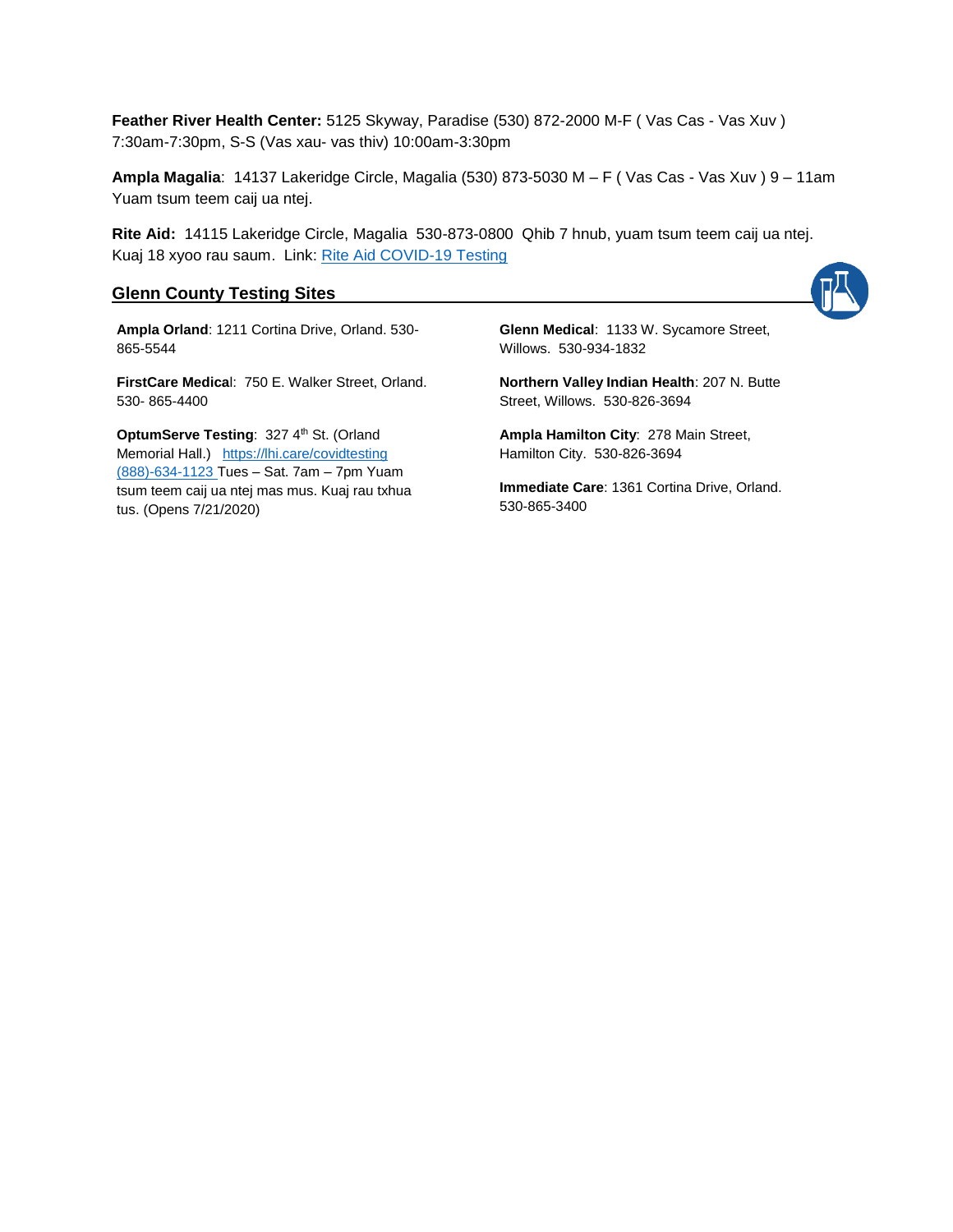**Feather River Health Center:** 5125 Skyway, Paradise (530) 872-2000 M-F ( Vas Cas - Vas Xuv ) 7:30am-7:30pm, S-S (Vas xau- vas thiv) 10:00am-3:30pm

**Ampla Magalia**: 14137 Lakeridge Circle, Magalia (530) 873-5030 M – F ( Vas Cas - Vas Xuv ) 9 – 11am Yuam tsum teem caij ua ntej.

**Rite Aid:** 14115 Lakeridge Circle, Magalia 530-873-0800 Qhib 7 hnub, yuam tsum teem caij ua ntej. Kuaj 18 xyoo rau saum. Link: Rite Aid COVID-19 Testing

## Glenn County Testing Sites

**Ampla Orland**: 1211 Cortina Drive, Orland. 530-865-5544

**FirstCare Medical**: 750 E. Walker Street, Orland. 530- 865-4400

**OptumServe Testing**: 327 4th St. (Orland Memorial Hall.) https://lhi.care/covidtesting (888)-634-1123 Tues – Sat. 7am – 7pm Yuam tsum teem caij ua ntej mas mus. Kuaj rau txhua tus. (Opens 7/21/2020)

**Glenn Medical**: 1133 W. Sycamore Street, Willows. 530-934-1832

**Northern Valley Indian Health**: 207 N. Butte Street, Willows. 530-826-3694

**Ampla Hamilton City**: 278 Main Street, Hamilton City. 530-826-3694

**Immediate Care**: 1361 Cortina Drive, Orland. 530-865-3400